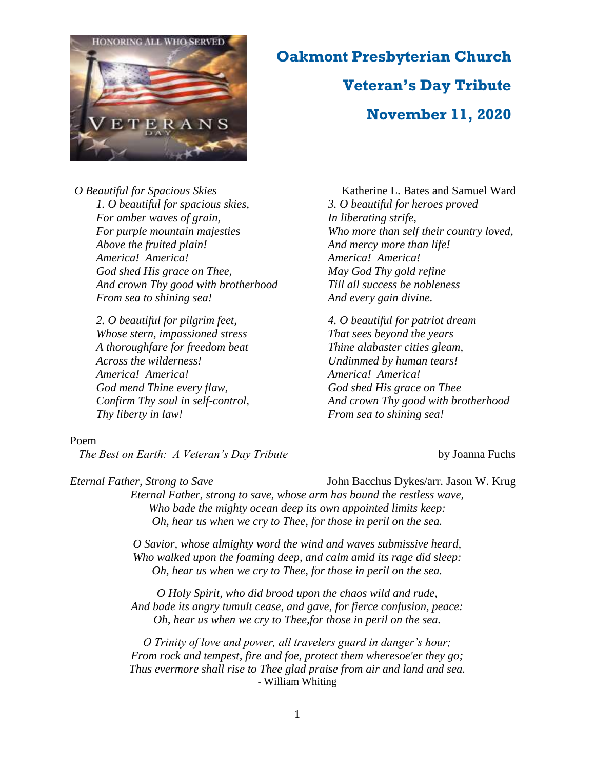# Oakmont Presbyterian Church

## Veteran's Day Tribute

## November 11, 2020

*O Beautiful for Spacious Skies* — Katherine L. Bates and Samuel Ward

*1. O beautiful for spacious skies,*
*For amber waves of grain,*
*For purple mountain majesties*
*Above the fruited plain!*
*America! America!*
*God shed His grace on Thee,*
*And crown Thy good with brotherhood*
*From sea to shining sea!*

*2. O beautiful for pilgrim feet,*
*Whose stern, impassioned stress*
*A thoroughfare for freedom beat*
*Across the wilderness!*
*America! America!*
*God mend Thine every flaw,*
*Confirm Thy soul in self-control,*
*Thy liberty in law!*

*3. O beautiful for heroes proved*
*In liberating strife,*
*Who more than self their country loved,*
*And mercy more than life!*
*America! America!*
*May God Thy gold refine*
*Till all success be nobleness*
*And every gain divine.*

*4. O beautiful for patriot dream*
*That sees beyond the years*
*Thine alabaster cities gleam,*
*Undimmed by human tears!*
*America! America!*
*God shed His grace on Thee*
*And crown Thy good with brotherhood*
*From sea to shining sea!*

Poem

*The Best on Earth: A Veteran's Day Tribute* — by Joanna Fuchs

*Eternal Father, Strong to Save* — John Bacchus Dykes/arr. Jason W. Krug

*Eternal Father, strong to save, whose arm has bound the restless wave,*
*Who bade the mighty ocean deep its own appointed limits keep:*
*Oh, hear us when we cry to Thee, for those in peril on the sea.*

*O Savior, whose almighty word the wind and waves submissive heard,*
*Who walked upon the foaming deep, and calm amid its rage did sleep:*
*Oh, hear us when we cry to Thee, for those in peril on the sea.*

*O Holy Spirit, who did brood upon the chaos wild and rude,*
*And bade its angry tumult cease, and gave, for fierce confusion, peace:*
*Oh, hear us when we cry to Thee,for those in peril on the sea.*

*O Trinity of love and power, all travelers guard in danger's hour;*
*From rock and tempest, fire and foe, protect them wheresoe'er they go;*
*Thus evermore shall rise to Thee glad praise from air and land and sea.*

- William Whiting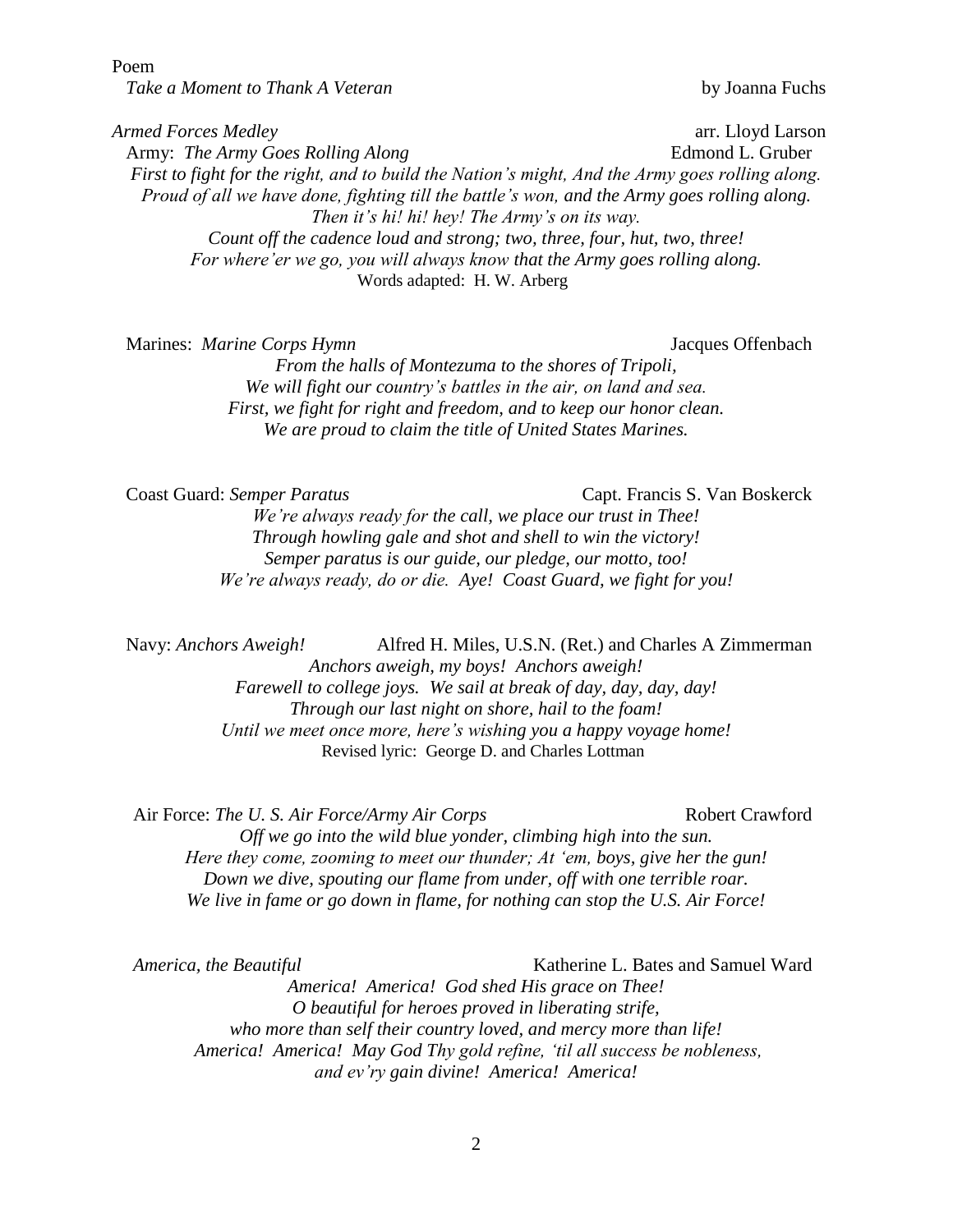Poem

*Take a Moment to Thank A Veteran* by Joanna Fuchs

*Armed Forces Medley* arr. Lloyd Larson

Army: *The Army Goes Rolling Along* Edmond L. Gruber

*First to fight for the right, and to build the Nation's might, And the Army goes rolling along.*
*Proud of all we have done, fighting till the battle's won, and the Army goes rolling along.*
*Then it's hi! hi! hey! The Army's on its way.*
*Count off the cadence loud and strong; two, three, four, hut, two, three!*
*For where'er we go, you will always know that the Army goes rolling along.*
Words adapted: H. W. Arberg

Marines: *Marine Corps Hymn* Jacques Offenbach

*From the halls of Montezuma to the shores of Tripoli,*
*We will fight our country's battles in the air, on land and sea.*
*First, we fight for right and freedom, and to keep our honor clean.*
*We are proud to claim the title of United States Marines.*

Coast Guard: *Semper Paratus* Capt. Francis S. Van Boskerck

*We're always ready for the call, we place our trust in Thee!*
*Through howling gale and shot and shell to win the victory!*
*Semper paratus is our guide, our pledge, our motto, too!*
*We're always ready, do or die. Aye! Coast Guard, we fight for you!*

Navy: *Anchors Aweigh!* Alfred H. Miles, U.S.N. (Ret.) and Charles A Zimmerman

*Anchors aweigh, my boys! Anchors aweigh!*
*Farewell to college joys. We sail at break of day, day, day, day!*
*Through our last night on shore, hail to the foam!*
*Until we meet once more, here's wishing you a happy voyage home!*
Revised lyric: George D. and Charles Lottman

Air Force: *The U. S. Air Force/Army Air Corps* Robert Crawford

*Off we go into the wild blue yonder, climbing high into the sun.*
*Here they come, zooming to meet our thunder; At 'em, boys, give her the gun!*
*Down we dive, spouting our flame from under, off with one terrible roar.*
*We live in fame or go down in flame, for nothing can stop the U.S. Air Force!*

*America, the Beautiful* Katherine L. Bates and Samuel Ward

*America! America! God shed His grace on Thee!*
*O beautiful for heroes proved in liberating strife,*
*who more than self their country loved, and mercy more than life!*
*America! America! May God Thy gold refine, 'til all success be nobleness,*
*and ev'ry gain divine! America! America!*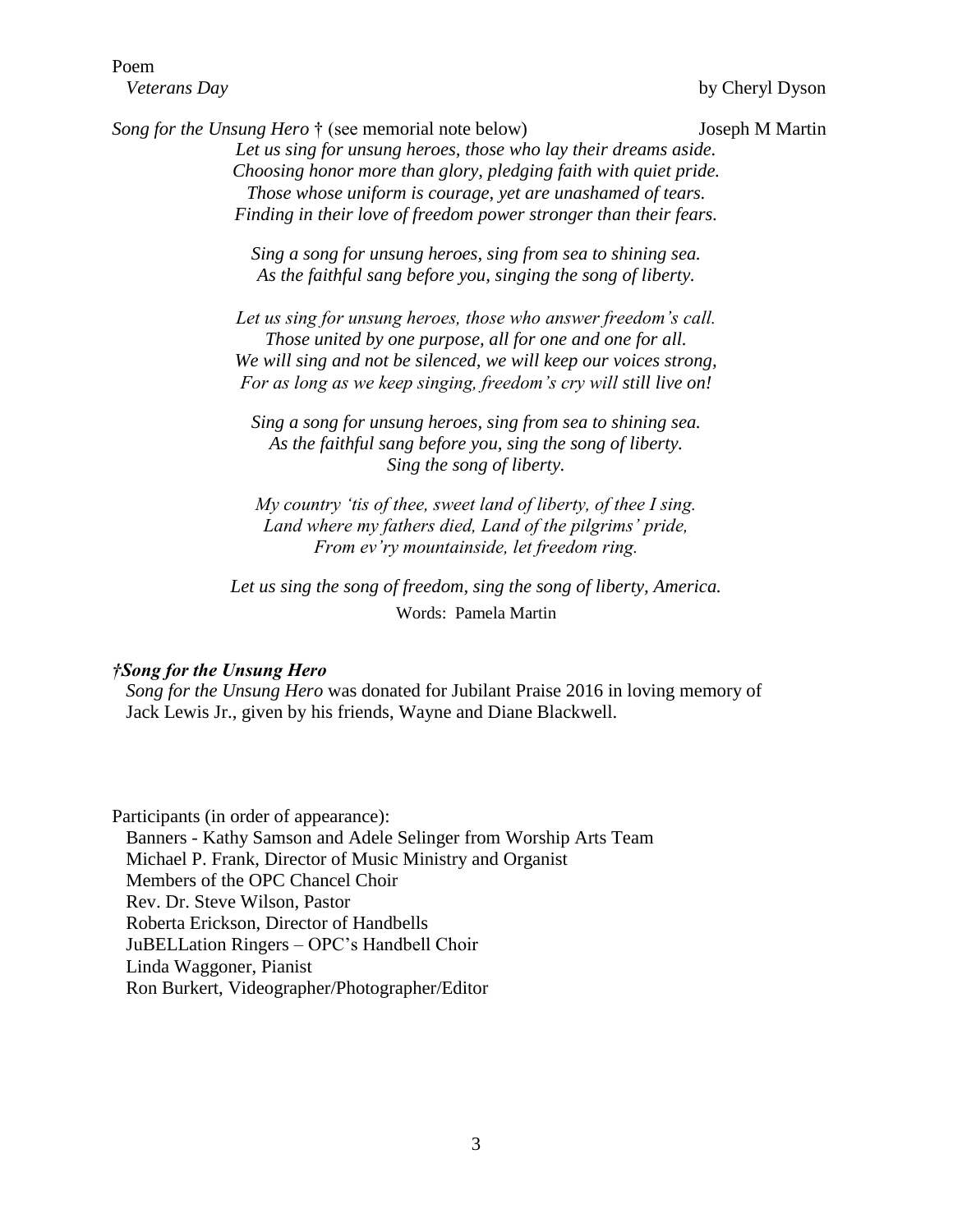Poem

*Veterans Day* by Cheryl Dyson

*Song for the Unsung Hero* † (see memorial note below) Joseph M Martin

*Let us sing for unsung heroes, those who lay their dreams aside.*
*Choosing honor more than glory, pledging faith with quiet pride.*
*Those whose uniform is courage, yet are unashamed of tears.*
*Finding in their love of freedom power stronger than their fears.*

*Sing a song for unsung heroes, sing from sea to shining sea.*
*As the faithful sang before you, singing the song of liberty.*

*Let us sing for unsung heroes, those who answer freedom's call.*
*Those united by one purpose, all for one and one for all.*
*We will sing and not be silenced, we will keep our voices strong,*
*For as long as we keep singing, freedom's cry will still live on!*

*Sing a song for unsung heroes, sing from sea to shining sea.*
*As the faithful sang before you, sing the song of liberty.*
*Sing the song of liberty.*

*My country 'tis of thee, sweet land of liberty, of thee I sing.*
*Land where my fathers died, Land of the pilgrims' pride,*
*From ev'ry mountainside, let freedom ring.*

*Let us sing the song of freedom, sing the song of liberty, America.*

Words: Pamela Martin

***†Song for the Unsung Hero***

*Song for the Unsung Hero* was donated for Jubilant Praise 2016 in loving memory of Jack Lewis Jr., given by his friends, Wayne and Diane Blackwell.

Participants (in order of appearance):

- Banners - Kathy Samson and Adele Selinger from Worship Arts Team
- Michael P. Frank, Director of Music Ministry and Organist
- Members of the OPC Chancel Choir
- Rev. Dr. Steve Wilson, Pastor
- Roberta Erickson, Director of Handbells
- JuBELLation Ringers – OPC's Handbell Choir
- Linda Waggoner, Pianist
- Ron Burkert, Videographer/Photographer/Editor